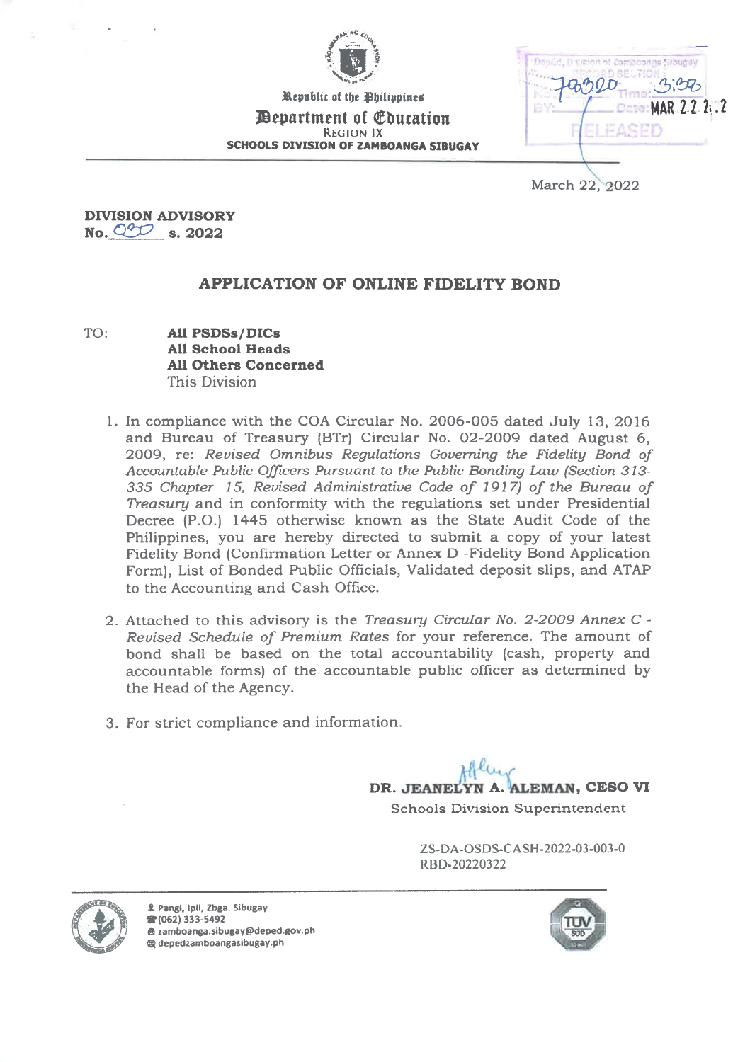Republic of the Philippines

Department of Education

REGION IX

SCHOOLS DIVISION OF ZAMBOANGA SIBUGAY

DepEd, Division of Zamboanga Sibugay
RECORD SECTION
No.: 79320 Time: 3:38
BY: Date: MAR 22 2022
RELEASED

March 22, 2022

**DIVISION ADVISORY**
**No. 030 s. 2022**

## APPLICATION OF ONLINE FIDELITY BOND

TO: **All PSDSs/DICs**
**All School Heads**
**All Others Concerned**
This Division

1. In compliance with the COA Circular No. 2006-005 dated July 13, 2016 and Bureau of Treasury (BTr) Circular No. 02-2009 dated August 6, 2009, re: *Revised Omnibus Regulations Governing the Fidelity Bond of Accountable Public Officers Pursuant to the Public Bonding Law (Section 313-335 Chapter 15, Revised Administrative Code of 1917) of the Bureau of Treasury* and in conformity with the regulations set under Presidential Decree (P.O.) 1445 otherwise known as the State Audit Code of the Philippines, you are hereby directed to submit a copy of your latest Fidelity Bond (Confirmation Letter or Annex D -Fidelity Bond Application Form), List of Bonded Public Officials, Validated deposit slips, and ATAP to the Accounting and Cash Office.

2. Attached to this advisory is the *Treasury Circular No. 2-2009 Annex C - Revised Schedule of Premium Rates* for your reference. The amount of bond shall be based on the total accountability (cash, property and accountable forms) of the accountable public officer as determined by the Head of the Agency.

3. For strict compliance and information.

**DR. JEANELYN A. ALEMAN, CESO VI**
Schools Division Superintendent

ZS-DA-OSDS-CASH-2022-03-003-0
RBD-20220322

Pangi, Ipil, Zbga. Sibugay
(062) 333-5492
zamboanga.sibugay@deped.gov.ph
depedzamboangasibugay.ph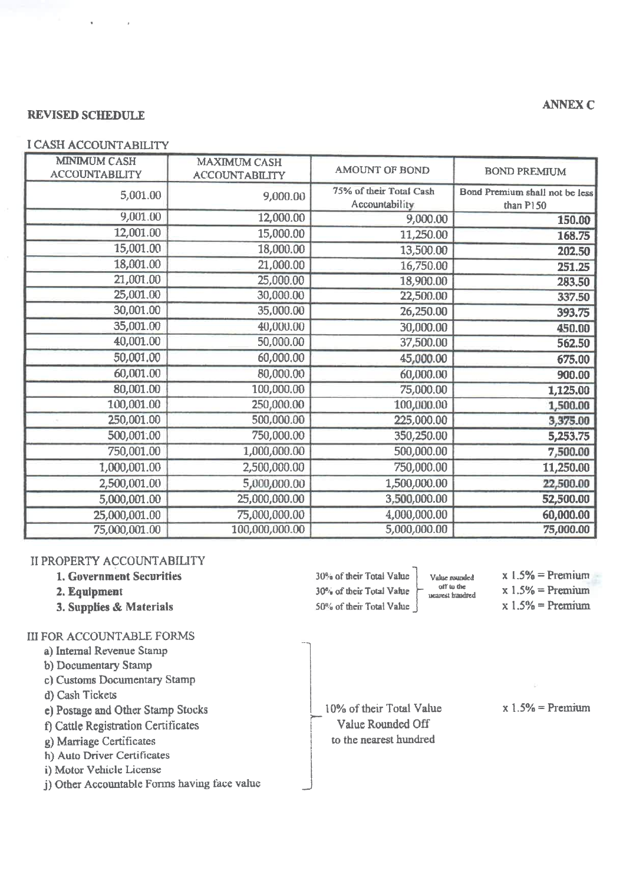**ANNEX C**

**REVISED SCHEDULE**

I CASH ACCOUNTABILITY

| MINIMUM CASH ACCOUNTABILITY | MAXIMUM CASH ACCOUNTABILITY | AMOUNT OF BOND | BOND PREMIUM |
|---|---|---|---|
| 5,001.00 | 9,000.00 | 75% of their Total Cash Accountability | Bond Premium shall not be less than P150 |
| 9,001.00 | 12,000.00 | 9,000.00 | **150.00** |
| 12,001.00 | 15,000.00 | 11,250.00 | **168.75** |
| 15,001.00 | 18,000.00 | 13,500.00 | **202.50** |
| 18,001.00 | 21,000.00 | 16,750.00 | **251.25** |
| 21,001.00 | 25,000.00 | 18,900.00 | **283.50** |
| 25,001.00 | 30,000.00 | 22,500.00 | **337.50** |
| 30,001.00 | 35,000.00 | 26,250.00 | **393.75** |
| 35,001.00 | 40,000.00 | 30,000.00 | **450.00** |
| 40,001.00 | 50,000.00 | 37,500.00 | **562.50** |
| 50,001.00 | 60,000.00 | 45,000.00 | **675.00** |
| 60,001.00 | 80,000.00 | 60,000.00 | **900.00** |
| 80,001.00 | 100,000.00 | 75,000.00 | **1,125.00** |
| 100,001.00 | 250,000.00 | 100,000.00 | **1,500.00** |
| 250,001.00 | 500,000.00 | 225,000.00 | **3,375.00** |
| 500,001.00 | 750,000.00 | 350,250.00 | **5,253.75** |
| 750,001.00 | 1,000,000.00 | 500,000.00 | **7,500.00** |
| 1,000,001.00 | 2,500,000.00 | 750,000.00 | **11,250.00** |
| 2,500,001.00 | 5,000,000.00 | 1,500,000.00 | **22,500.00** |
| 5,000,001.00 | 25,000,000.00 | 3,500,000.00 | **52,500.00** |
| 25,000,001.00 | 75,000,000.00 | 4,000,000.00 | **60,000.00** |
| 75,000,001.00 | 100,000,000.00 | 5,000,000.00 | **75,000.00** |

II PROPERTY ACCOUNTABILITY

| | | | |
|---|---|---|---|
| **1. Government Securities** | 30% of their Total Value | Value rounded off to the nearest hundred | x 1.5% = Premium |
| **2. Equipment** | 30% of their Total Value | | x 1.5% = Premium |
| **3. Supplies & Materials** | 50% of their Total Value | | x 1.5% = Premium |

III FOR ACCOUNTABLE FORMS

a) Internal Revenue Stamp
b) Documentary Stamp
c) Customs Documentary Stamp
d) Cash Tickets
e) Postage and Other Stamp Stocks
f) Cattle Registration Certificates
g) Marriage Certificates
h) Auto Driver Certificates
i) Motor Vehicle License
j) Other Accountable Forms having face value

10% of their Total Value Value Rounded Off to the nearest hundred — x 1.5% = Premium